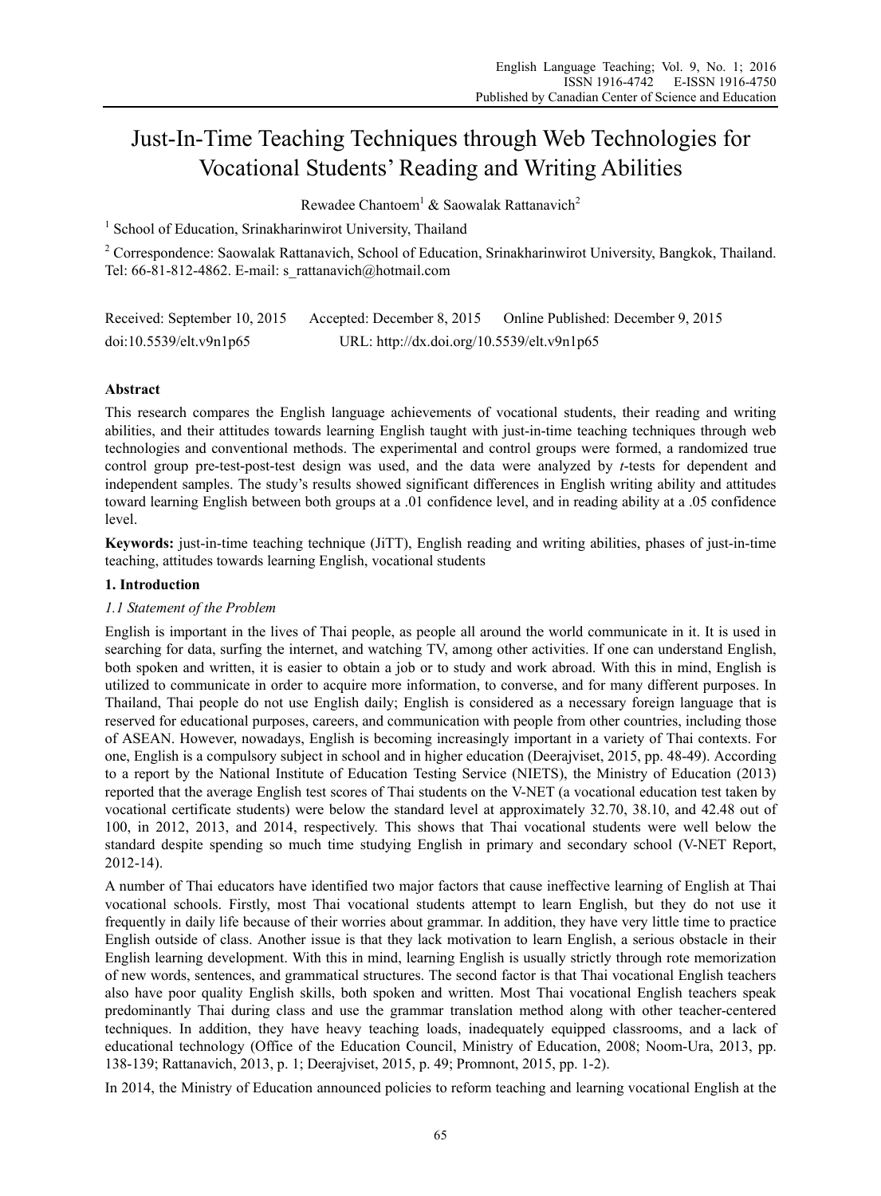# Just-In-Time Teaching Techniques through Web Technologies for Vocational Students' Reading and Writing Abilities

Rewadee Chantoem[1] & Saowalak Rattanavich[2]

[1] School of Education, Srinakharinwirot University, Thailand

[2] Correspondence: Saowalak Rattanavich, School of Education, Srinakharinwirot University, Bangkok, Thailand. Tel: 66-81-812-4862. E-mail: s_rattanavich@hotmail.com

Received: September 10, 2015 Accepted: December 8, 2015 Online Published: December 9, 2015

doi:10.5539/elt.v9n1p65 URL: http://dx.doi.org/10.5539/elt.v9n1p65

## Abstract

This research compares the English language achievements of vocational students, their reading and writing abilities, and their attitudes towards learning English taught with just-in-time teaching techniques through web technologies and conventional methods. The experimental and control groups were formed, a randomized true control group pre-test-post-test design was used, and the data were analyzed by *t*-tests for dependent and independent samples. The study's results showed significant differences in English writing ability and attitudes toward learning English between both groups at a .01 confidence level, and in reading ability at a .05 confidence level.

**Keywords:** just-in-time teaching technique (JiTT), English reading and writing abilities, phases of just-in-time teaching, attitudes towards learning English, vocational students

## 1. Introduction

### *1.1 Statement of the Problem*

English is important in the lives of Thai people, as people all around the world communicate in it. It is used in searching for data, surfing the internet, and watching TV, among other activities. If one can understand English, both spoken and written, it is easier to obtain a job or to study and work abroad. With this in mind, English is utilized to communicate in order to acquire more information, to converse, and for many different purposes. In Thailand, Thai people do not use English daily; English is considered as a necessary foreign language that is reserved for educational purposes, careers, and communication with people from other countries, including those of ASEAN. However, nowadays, English is becoming increasingly important in a variety of Thai contexts. For one, English is a compulsory subject in school and in higher education (Deerajviset, 2015, pp. 48-49). According to a report by the National Institute of Education Testing Service (NIETS), the Ministry of Education (2013) reported that the average English test scores of Thai students on the V-NET (a vocational education test taken by vocational certificate students) were below the standard level at approximately 32.70, 38.10, and 42.48 out of 100, in 2012, 2013, and 2014, respectively. This shows that Thai vocational students were well below the standard despite spending so much time studying English in primary and secondary school (V-NET Report, 2012-14).

A number of Thai educators have identified two major factors that cause ineffective learning of English at Thai vocational schools. Firstly, most Thai vocational students attempt to learn English, but they do not use it frequently in daily life because of their worries about grammar. In addition, they have very little time to practice English outside of class. Another issue is that they lack motivation to learn English, a serious obstacle in their English learning development. With this in mind, learning English is usually strictly through rote memorization of new words, sentences, and grammatical structures. The second factor is that Thai vocational English teachers also have poor quality English skills, both spoken and written. Most Thai vocational English teachers speak predominantly Thai during class and use the grammar translation method along with other teacher-centered techniques. In addition, they have heavy teaching loads, inadequately equipped classrooms, and a lack of educational technology (Office of the Education Council, Ministry of Education, 2008; Noom-Ura, 2013, pp. 138-139; Rattanavich, 2013, p. 1; Deerajviset, 2015, p. 49; Promnont, 2015, pp. 1-2).

In 2014, the Ministry of Education announced policies to reform teaching and learning vocational English at the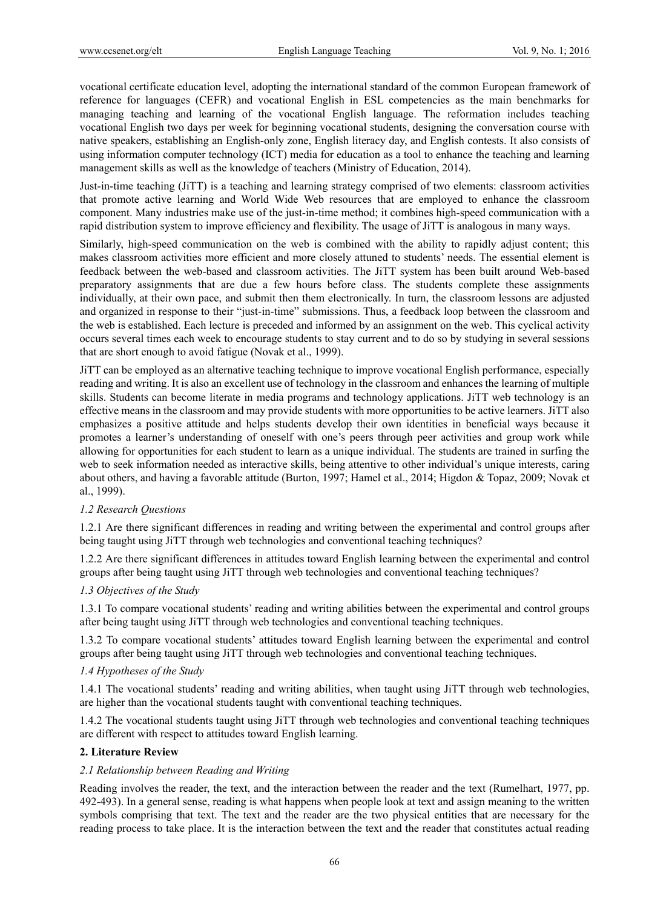vocational certificate education level, adopting the international standard of the common European framework of reference for languages (CEFR) and vocational English in ESL competencies as the main benchmarks for managing teaching and learning of the vocational English language. The reformation includes teaching vocational English two days per week for beginning vocational students, designing the conversation course with native speakers, establishing an English-only zone, English literacy day, and English contests. It also consists of using information computer technology (ICT) media for education as a tool to enhance the teaching and learning management skills as well as the knowledge of teachers (Ministry of Education, 2014).

Just-in-time teaching (JiTT) is a teaching and learning strategy comprised of two elements: classroom activities that promote active learning and World Wide Web resources that are employed to enhance the classroom component. Many industries make use of the just-in-time method; it combines high-speed communication with a rapid distribution system to improve efficiency and flexibility. The usage of JiTT is analogous in many ways.

Similarly, high-speed communication on the web is combined with the ability to rapidly adjust content; this makes classroom activities more efficient and more closely attuned to students' needs. The essential element is feedback between the web-based and classroom activities. The JiTT system has been built around Web-based preparatory assignments that are due a few hours before class. The students complete these assignments individually, at their own pace, and submit then them electronically. In turn, the classroom lessons are adjusted and organized in response to their "just-in-time" submissions. Thus, a feedback loop between the classroom and the web is established. Each lecture is preceded and informed by an assignment on the web. This cyclical activity occurs several times each week to encourage students to stay current and to do so by studying in several sessions that are short enough to avoid fatigue (Novak et al., 1999).

JiTT can be employed as an alternative teaching technique to improve vocational English performance, especially reading and writing. It is also an excellent use of technology in the classroom and enhances the learning of multiple skills. Students can become literate in media programs and technology applications. JiTT web technology is an effective means in the classroom and may provide students with more opportunities to be active learners. JiTT also emphasizes a positive attitude and helps students develop their own identities in beneficial ways because it promotes a learner's understanding of oneself with one's peers through peer activities and group work while allowing for opportunities for each student to learn as a unique individual. The students are trained in surfing the web to seek information needed as interactive skills, being attentive to other individual's unique interests, caring about others, and having a favorable attitude (Burton, 1997; Hamel et al., 2014; Higdon & Topaz, 2009; Novak et al., 1999).

### *1.2 Research Questions*

1.2.1 Are there significant differences in reading and writing between the experimental and control groups after being taught using JiTT through web technologies and conventional teaching techniques?

1.2.2 Are there significant differences in attitudes toward English learning between the experimental and control groups after being taught using JiTT through web technologies and conventional teaching techniques?

### *1.3 Objectives of the Study*

1.3.1 To compare vocational students' reading and writing abilities between the experimental and control groups after being taught using JiTT through web technologies and conventional teaching techniques.

1.3.2 To compare vocational students' attitudes toward English learning between the experimental and control groups after being taught using JiTT through web technologies and conventional teaching techniques.

### *1.4 Hypotheses of the Study*

1.4.1 The vocational students' reading and writing abilities, when taught using JiTT through web technologies, are higher than the vocational students taught with conventional teaching techniques.

1.4.2 The vocational students taught using JiTT through web technologies and conventional teaching techniques are different with respect to attitudes toward English learning.

## **2. Literature Review**

### *2.1 Relationship between Reading and Writing*

Reading involves the reader, the text, and the interaction between the reader and the text (Rumelhart, 1977, pp. 492-493). In a general sense, reading is what happens when people look at text and assign meaning to the written symbols comprising that text. The text and the reader are the two physical entities that are necessary for the reading process to take place. It is the interaction between the text and the reader that constitutes actual reading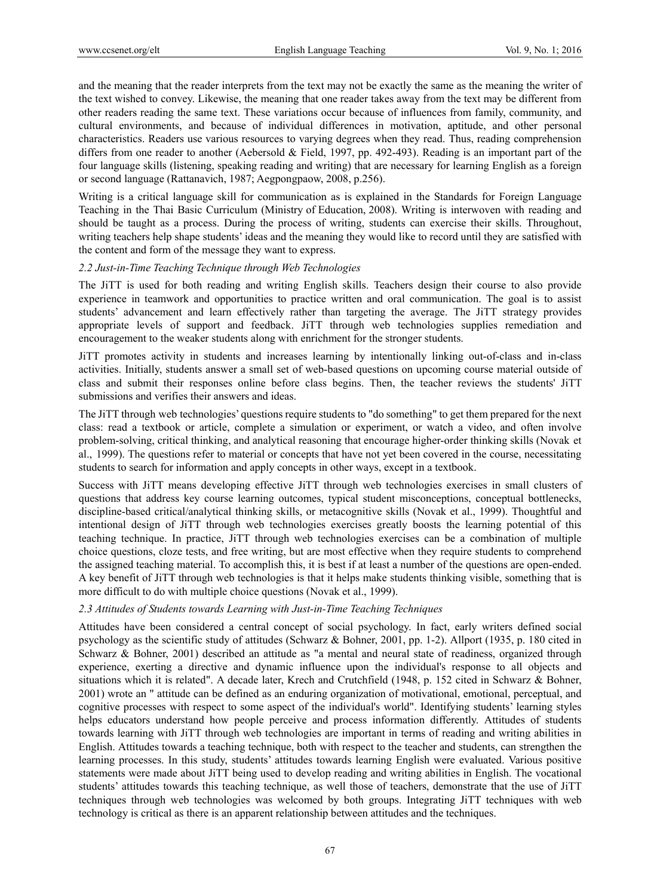and the meaning that the reader interprets from the text may not be exactly the same as the meaning the writer of the text wished to convey. Likewise, the meaning that one reader takes away from the text may be different from other readers reading the same text. These variations occur because of influences from family, community, and cultural environments, and because of individual differences in motivation, aptitude, and other personal characteristics. Readers use various resources to varying degrees when they read. Thus, reading comprehension differs from one reader to another (Aebersold & Field, 1997, pp. 492-493). Reading is an important part of the four language skills (listening, speaking reading and writing) that are necessary for learning English as a foreign or second language (Rattanavich, 1987; Aegpongpaow, 2008, p.256).

Writing is a critical language skill for communication as is explained in the Standards for Foreign Language Teaching in the Thai Basic Curriculum (Ministry of Education, 2008). Writing is interwoven with reading and should be taught as a process. During the process of writing, students can exercise their skills. Throughout, writing teachers help shape students' ideas and the meaning they would like to record until they are satisfied with the content and form of the message they want to express.

### *2.2 Just-in-Time Teaching Technique through Web Technologies*

The JiTT is used for both reading and writing English skills. Teachers design their course to also provide experience in teamwork and opportunities to practice written and oral communication. The goal is to assist students' advancement and learn effectively rather than targeting the average. The JiTT strategy provides appropriate levels of support and feedback. JiTT through web technologies supplies remediation and encouragement to the weaker students along with enrichment for the stronger students.

JiTT promotes activity in students and increases learning by intentionally linking out-of-class and in-class activities. Initially, students answer a small set of web-based questions on upcoming course material outside of class and submit their responses online before class begins. Then, the teacher reviews the students' JiTT submissions and verifies their answers and ideas.

The JiTT through web technologies' questions require students to "do something" to get them prepared for the next class: read a textbook or article, complete a simulation or experiment, or watch a video, and often involve problem-solving, critical thinking, and analytical reasoning that encourage higher-order thinking skills (Novak et al., 1999). The questions refer to material or concepts that have not yet been covered in the course, necessitating students to search for information and apply concepts in other ways, except in a textbook.

Success with JiTT means developing effective JiTT through web technologies exercises in small clusters of questions that address key course learning outcomes, typical student misconceptions, conceptual bottlenecks, discipline-based critical/analytical thinking skills, or metacognitive skills (Novak et al., 1999). Thoughtful and intentional design of JiTT through web technologies exercises greatly boosts the learning potential of this teaching technique. In practice, JiTT through web technologies exercises can be a combination of multiple choice questions, cloze tests, and free writing, but are most effective when they require students to comprehend the assigned teaching material. To accomplish this, it is best if at least a number of the questions are open-ended. A key benefit of JiTT through web technologies is that it helps make students thinking visible, something that is more difficult to do with multiple choice questions (Novak et al., 1999).

### *2.3 Attitudes of Students towards Learning with Just-in-Time Teaching Techniques*

Attitudes have been considered a central concept of social psychology. In fact, early writers defined social psychology as the scientific study of attitudes (Schwarz & Bohner, 2001, pp. 1-2). Allport (1935, p. 180 cited in Schwarz & Bohner, 2001) described an attitude as "a mental and neural state of readiness, organized through experience, exerting a directive and dynamic influence upon the individual's response to all objects and situations which it is related". A decade later, Krech and Crutchfield (1948, p. 152 cited in Schwarz & Bohner, 2001) wrote an " attitude can be defined as an enduring organization of motivational, emotional, perceptual, and cognitive processes with respect to some aspect of the individual's world". Identifying students' learning styles helps educators understand how people perceive and process information differently. Attitudes of students towards learning with JiTT through web technologies are important in terms of reading and writing abilities in English. Attitudes towards a teaching technique, both with respect to the teacher and students, can strengthen the learning processes. In this study, students' attitudes towards learning English were evaluated. Various positive statements were made about JiTT being used to develop reading and writing abilities in English. The vocational students' attitudes towards this teaching technique, as well those of teachers, demonstrate that the use of JiTT techniques through web technologies was welcomed by both groups. Integrating JiTT techniques with web technology is critical as there is an apparent relationship between attitudes and the techniques.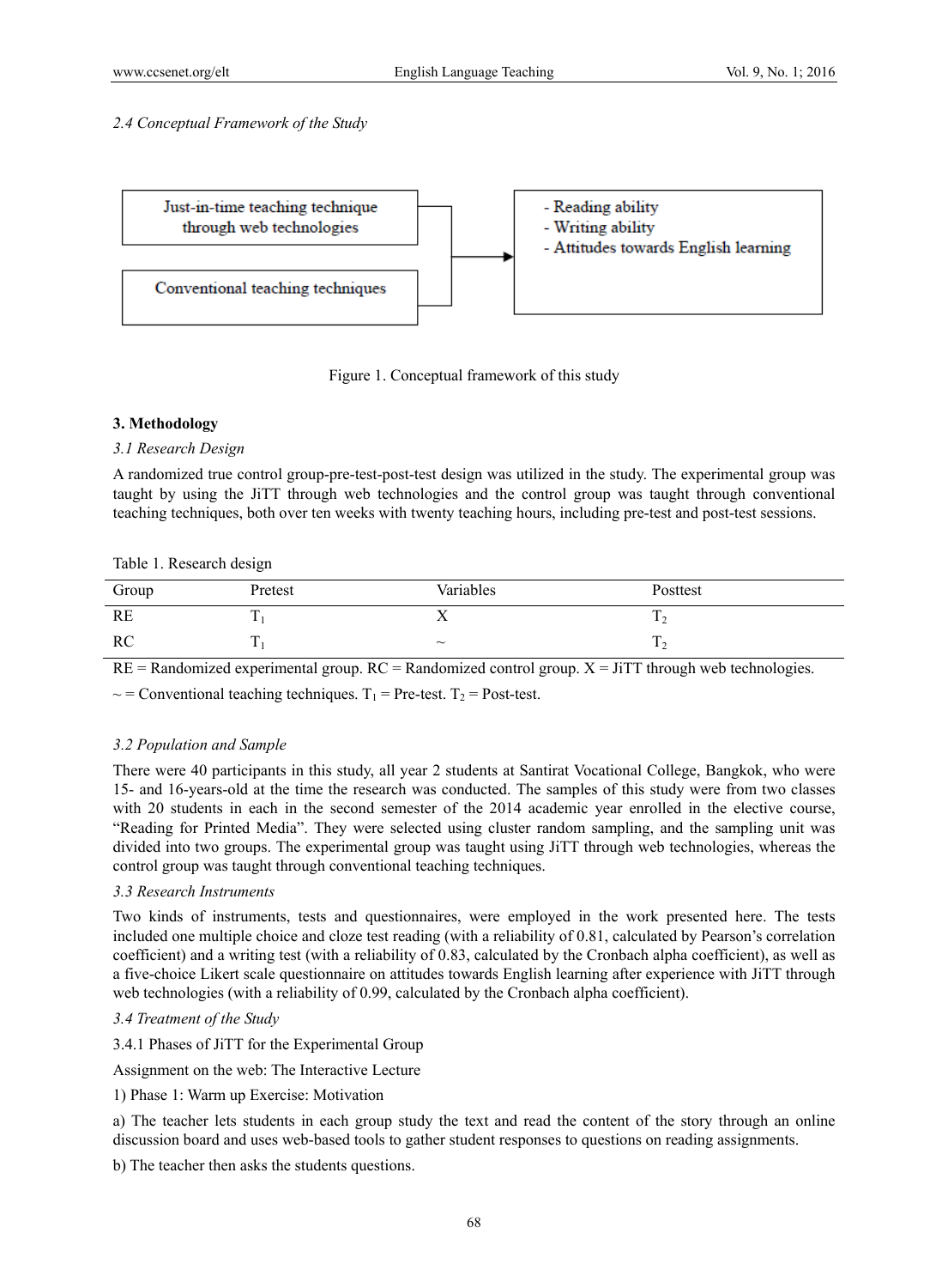*2.4 Conceptual Framework of the Study*

Just-in-time teaching technique through web technologies

Conventional teaching techniques

- Reading ability
- Writing ability
- Attitudes towards English learning

Figure 1. Conceptual framework of this study

### 3. Methodology

*3.1 Research Design*

A randomized true control group-pre-test-post-test design was utilized in the study. The experimental group was taught by using the JiTT through web technologies and the control group was taught through conventional teaching techniques, both over ten weeks with twenty teaching hours, including pre-test and post-test sessions.

Table 1. Research design

| Group | Pretest | Variables | Posttest |
|---|---|---|---|
| RE | $T_1$ | X | $T_2$ |
| RC | $T_1$ | ~ | $T_2$ |

RE = Randomized experimental group. RC = Randomized control group. X = JiTT through web technologies.

~ = Conventional teaching techniques. $T_1$ = Pre-test. $T_2$ = Post-test.

*3.2 Population and Sample*

There were 40 participants in this study, all year 2 students at Santirat Vocational College, Bangkok, who were 15- and 16-years-old at the time the research was conducted. The samples of this study were from two classes with 20 students in each in the second semester of the 2014 academic year enrolled in the elective course, "Reading for Printed Media". They were selected using cluster random sampling, and the sampling unit was divided into two groups. The experimental group was taught using JiTT through web technologies, whereas the control group was taught through conventional teaching techniques.

*3.3 Research Instruments*

Two kinds of instruments, tests and questionnaires, were employed in the work presented here. The tests included one multiple choice and cloze test reading (with a reliability of 0.81, calculated by Pearson's correlation coefficient) and a writing test (with a reliability of 0.83, calculated by the Cronbach alpha coefficient), as well as a five-choice Likert scale questionnaire on attitudes towards English learning after experience with JiTT through web technologies (with a reliability of 0.99, calculated by the Cronbach alpha coefficient).

*3.4 Treatment of the Study*

3.4.1 Phases of JiTT for the Experimental Group

Assignment on the web: The Interactive Lecture

1) Phase 1: Warm up Exercise: Motivation

a) The teacher lets students in each group study the text and read the content of the story through an online discussion board and uses web-based tools to gather student responses to questions on reading assignments.

b) The teacher then asks the students questions.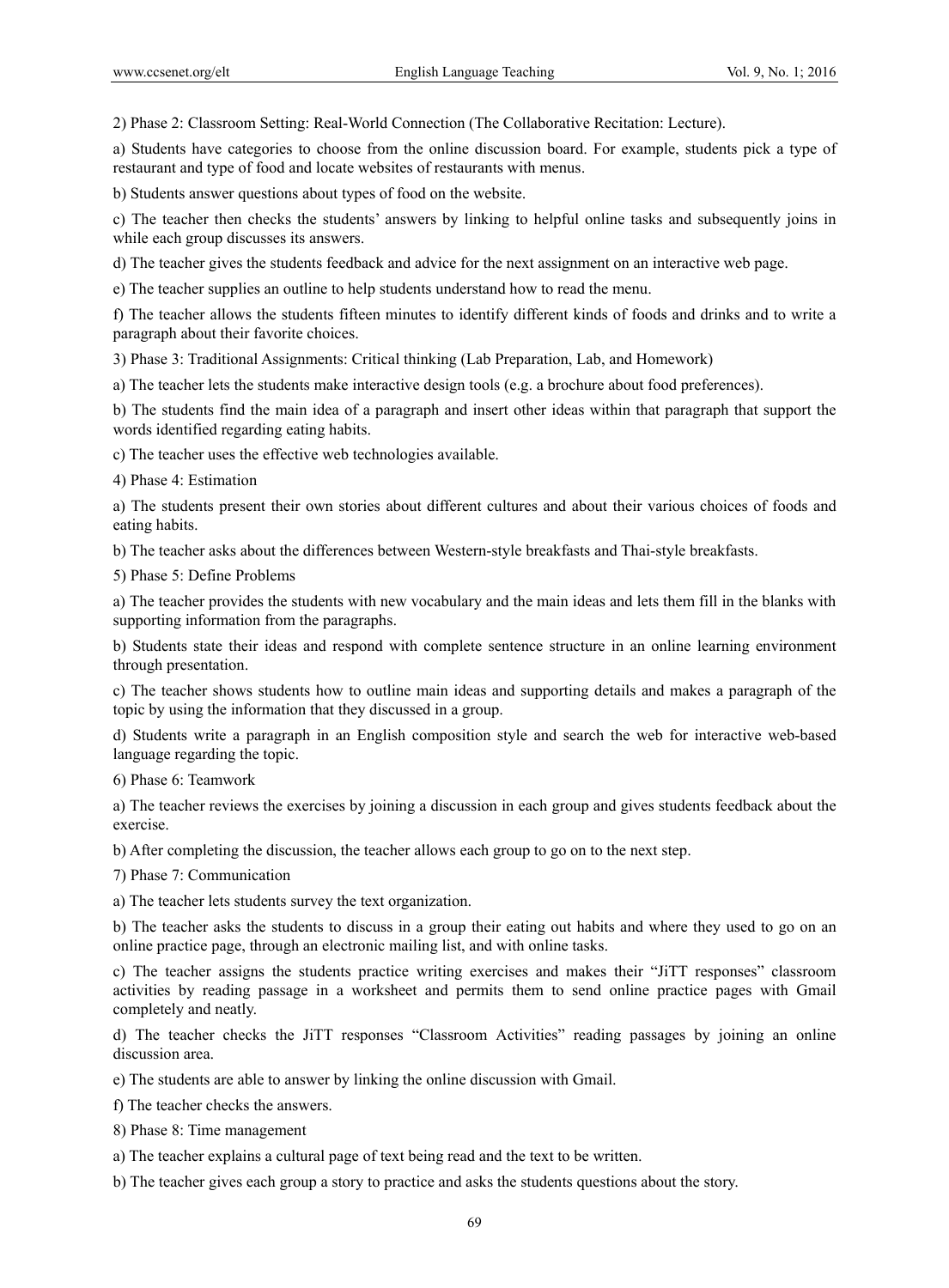2) Phase 2: Classroom Setting: Real-World Connection (The Collaborative Recitation: Lecture).

a) Students have categories to choose from the online discussion board. For example, students pick a type of restaurant and type of food and locate websites of restaurants with menus.

b) Students answer questions about types of food on the website.

c) The teacher then checks the students' answers by linking to helpful online tasks and subsequently joins in while each group discusses its answers.

d) The teacher gives the students feedback and advice for the next assignment on an interactive web page.

e) The teacher supplies an outline to help students understand how to read the menu.

f) The teacher allows the students fifteen minutes to identify different kinds of foods and drinks and to write a paragraph about their favorite choices.

3) Phase 3: Traditional Assignments: Critical thinking (Lab Preparation, Lab, and Homework)

a) The teacher lets the students make interactive design tools (e.g. a brochure about food preferences).

b) The students find the main idea of a paragraph and insert other ideas within that paragraph that support the words identified regarding eating habits.

c) The teacher uses the effective web technologies available.

4) Phase 4: Estimation

a) The students present their own stories about different cultures and about their various choices of foods and eating habits.

b) The teacher asks about the differences between Western-style breakfasts and Thai-style breakfasts.

5) Phase 5: Define Problems

a) The teacher provides the students with new vocabulary and the main ideas and lets them fill in the blanks with supporting information from the paragraphs.

b) Students state their ideas and respond with complete sentence structure in an online learning environment through presentation.

c) The teacher shows students how to outline main ideas and supporting details and makes a paragraph of the topic by using the information that they discussed in a group.

d) Students write a paragraph in an English composition style and search the web for interactive web-based language regarding the topic.

6) Phase 6: Teamwork

a) The teacher reviews the exercises by joining a discussion in each group and gives students feedback about the exercise.

b) After completing the discussion, the teacher allows each group to go on to the next step.

7) Phase 7: Communication

a) The teacher lets students survey the text organization.

b) The teacher asks the students to discuss in a group their eating out habits and where they used to go on an online practice page, through an electronic mailing list, and with online tasks.

c) The teacher assigns the students practice writing exercises and makes their "JiTT responses" classroom activities by reading passage in a worksheet and permits them to send online practice pages with Gmail completely and neatly.

d) The teacher checks the JiTT responses "Classroom Activities" reading passages by joining an online discussion area.

e) The students are able to answer by linking the online discussion with Gmail.

f) The teacher checks the answers.

8) Phase 8: Time management

a) The teacher explains a cultural page of text being read and the text to be written.

b) The teacher gives each group a story to practice and asks the students questions about the story.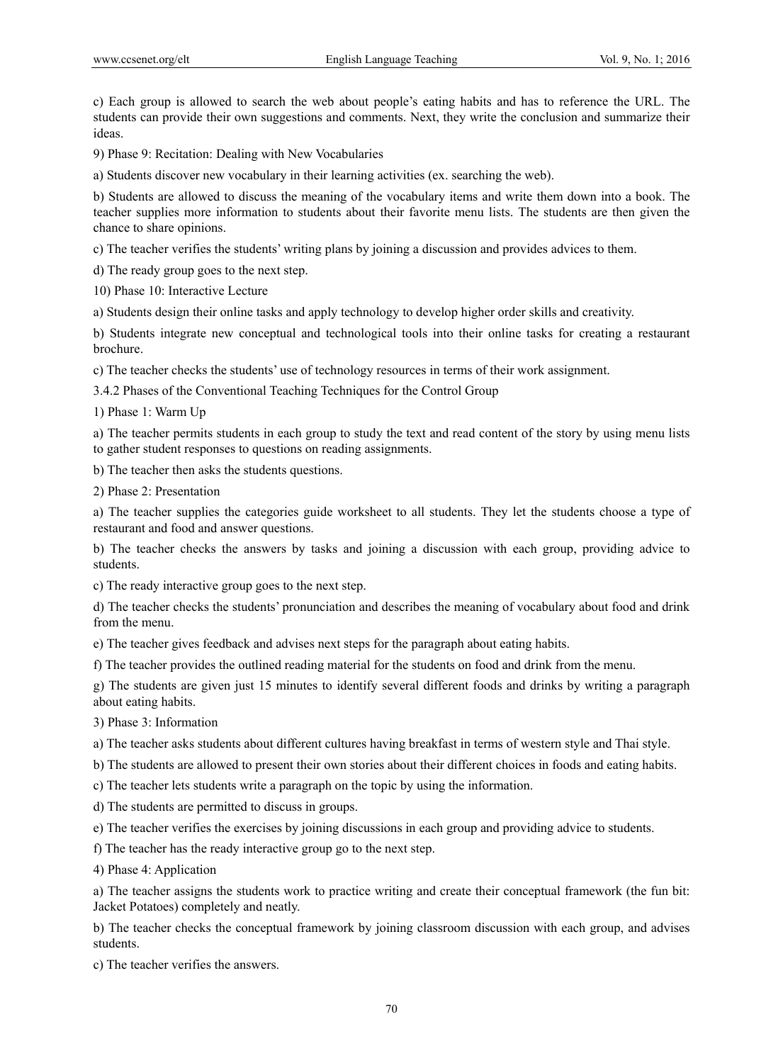c) Each group is allowed to search the web about people's eating habits and has to reference the URL. The students can provide their own suggestions and comments. Next, they write the conclusion and summarize their ideas.

9) Phase 9: Recitation: Dealing with New Vocabularies

a) Students discover new vocabulary in their learning activities (ex. searching the web).

b) Students are allowed to discuss the meaning of the vocabulary items and write them down into a book. The teacher supplies more information to students about their favorite menu lists. The students are then given the chance to share opinions.

c) The teacher verifies the students' writing plans by joining a discussion and provides advices to them.

d) The ready group goes to the next step.

10) Phase 10: Interactive Lecture

a) Students design their online tasks and apply technology to develop higher order skills and creativity.

b) Students integrate new conceptual and technological tools into their online tasks for creating a restaurant brochure.

c) The teacher checks the students' use of technology resources in terms of their work assignment.

3.4.2 Phases of the Conventional Teaching Techniques for the Control Group

1) Phase 1: Warm Up

a) The teacher permits students in each group to study the text and read content of the story by using menu lists to gather student responses to questions on reading assignments.

b) The teacher then asks the students questions.

2) Phase 2: Presentation

a) The teacher supplies the categories guide worksheet to all students. They let the students choose a type of restaurant and food and answer questions.

b) The teacher checks the answers by tasks and joining a discussion with each group, providing advice to students.

c) The ready interactive group goes to the next step.

d) The teacher checks the students' pronunciation and describes the meaning of vocabulary about food and drink from the menu.

e) The teacher gives feedback and advises next steps for the paragraph about eating habits.

f) The teacher provides the outlined reading material for the students on food and drink from the menu.

g) The students are given just 15 minutes to identify several different foods and drinks by writing a paragraph about eating habits.

3) Phase 3: Information

a) The teacher asks students about different cultures having breakfast in terms of western style and Thai style.

b) The students are allowed to present their own stories about their different choices in foods and eating habits.

c) The teacher lets students write a paragraph on the topic by using the information.

d) The students are permitted to discuss in groups.

e) The teacher verifies the exercises by joining discussions in each group and providing advice to students.

f) The teacher has the ready interactive group go to the next step.

4) Phase 4: Application

a) The teacher assigns the students work to practice writing and create their conceptual framework (the fun bit: Jacket Potatoes) completely and neatly.

b) The teacher checks the conceptual framework by joining classroom discussion with each group, and advises students.

c) The teacher verifies the answers.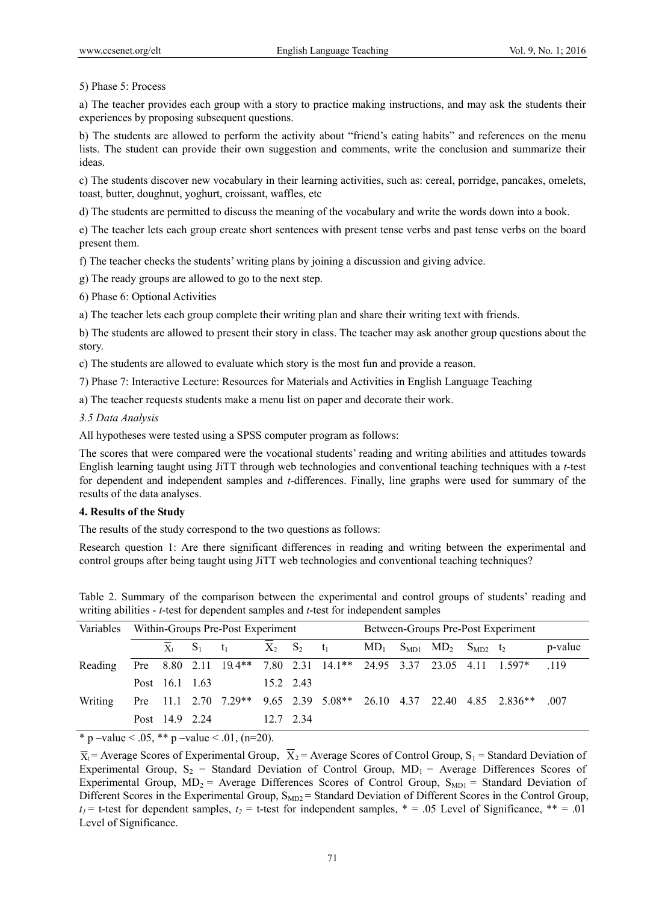5) Phase 5: Process

a) The teacher provides each group with a story to practice making instructions, and may ask the students their experiences by proposing subsequent questions.

b) The students are allowed to perform the activity about "friend's eating habits" and references on the menu lists. The student can provide their own suggestion and comments, write the conclusion and summarize their ideas.

c) The students discover new vocabulary in their learning activities, such as: cereal, porridge, pancakes, omelets, toast, butter, doughnut, yoghurt, croissant, waffles, etc

d) The students are permitted to discuss the meaning of the vocabulary and write the words down into a book.

e) The teacher lets each group create short sentences with present tense verbs and past tense verbs on the board present them.

f) The teacher checks the students' writing plans by joining a discussion and giving advice.

g) The ready groups are allowed to go to the next step.

6) Phase 6: Optional Activities

a) The teacher lets each group complete their writing plan and share their writing text with friends.

b) The students are allowed to present their story in class. The teacher may ask another group questions about the story.

c) The students are allowed to evaluate which story is the most fun and provide a reason.

7) Phase 7: Interactive Lecture: Resources for Materials and Activities in English Language Teaching

a) The teacher requests students make a menu list on paper and decorate their work.

### *3.5 Data Analysis*

All hypotheses were tested using a SPSS computer program as follows:

The scores that were compared were the vocational students' reading and writing abilities and attitudes towards English learning taught using JiTT through web technologies and conventional teaching techniques with a *t*-test for dependent and independent samples and *t*-differences. Finally, line graphs were used for summary of the results of the data analyses.

## 4. Results of the Study

The results of the study correspond to the two questions as follows:

Research question 1: Are there significant differences in reading and writing between the experimental and control groups after being taught using JiTT web technologies and conventional teaching techniques?

Table 2. Summary of the comparison between the experimental and control groups of students' reading and writing abilities - *t*-test for dependent samples and *t*-test for independent samples

| Variables | Within-Groups Pre-Post Experiment | | | | | | | Between-Groups Pre-Post Experiment | | | | | |
|---|---|---|---|---|---|---|---|---|---|---|---|---|---|
| | | $\overline{X}_1$ | $S_1$ | $t_1$ | $\overline{X}_2$ | $S_2$ | $t_1$ | $MD_1$ | $S_{MD1}$ | $MD_2$ | $S_{MD2}$ | $t_2$ | p-value |
| Reading | Pre | 8.80 | 2.11 | 19.4** | 7.80 | 2.31 | 14.1** | 24.95 | 3.37 | 23.05 | 4.11 | 1.597* | .119 |
| | Post | 16.1 | 1.63 | | 15.2 | 2.43 | | | | | | | |
| Writing | Pre | 11.1 | 2.70 | 7.29** | 9.65 | 2.39 | 5.08** | 26.10 | 4.37 | 22.40 | 4.85 | 2.836** | .007 |
| | Post | 14.9 | 2.24 | | 12.7 | 2.34 | | | | | | | |

\* p –value < .05, ** p –value < .01, (n=20).

$\overline{X}_1$ = Average Scores of Experimental Group, $\overline{X}_2$ = Average Scores of Control Group, $S_1$ = Standard Deviation of Experimental Group, $S_2$ = Standard Deviation of Control Group, $MD_1$ = Average Differences Scores of Experimental Group, $MD_2$ = Average Differences Scores of Control Group, $S_{MD1}$ = Standard Deviation of Different Scores in the Experimental Group, $S_{MD2}$ = Standard Deviation of Different Scores in the Control Group, $t_1$ = t-test for dependent samples, $t_2$ = t-test for independent samples, * = .05 Level of Significance, ** = .01 Level of Significance.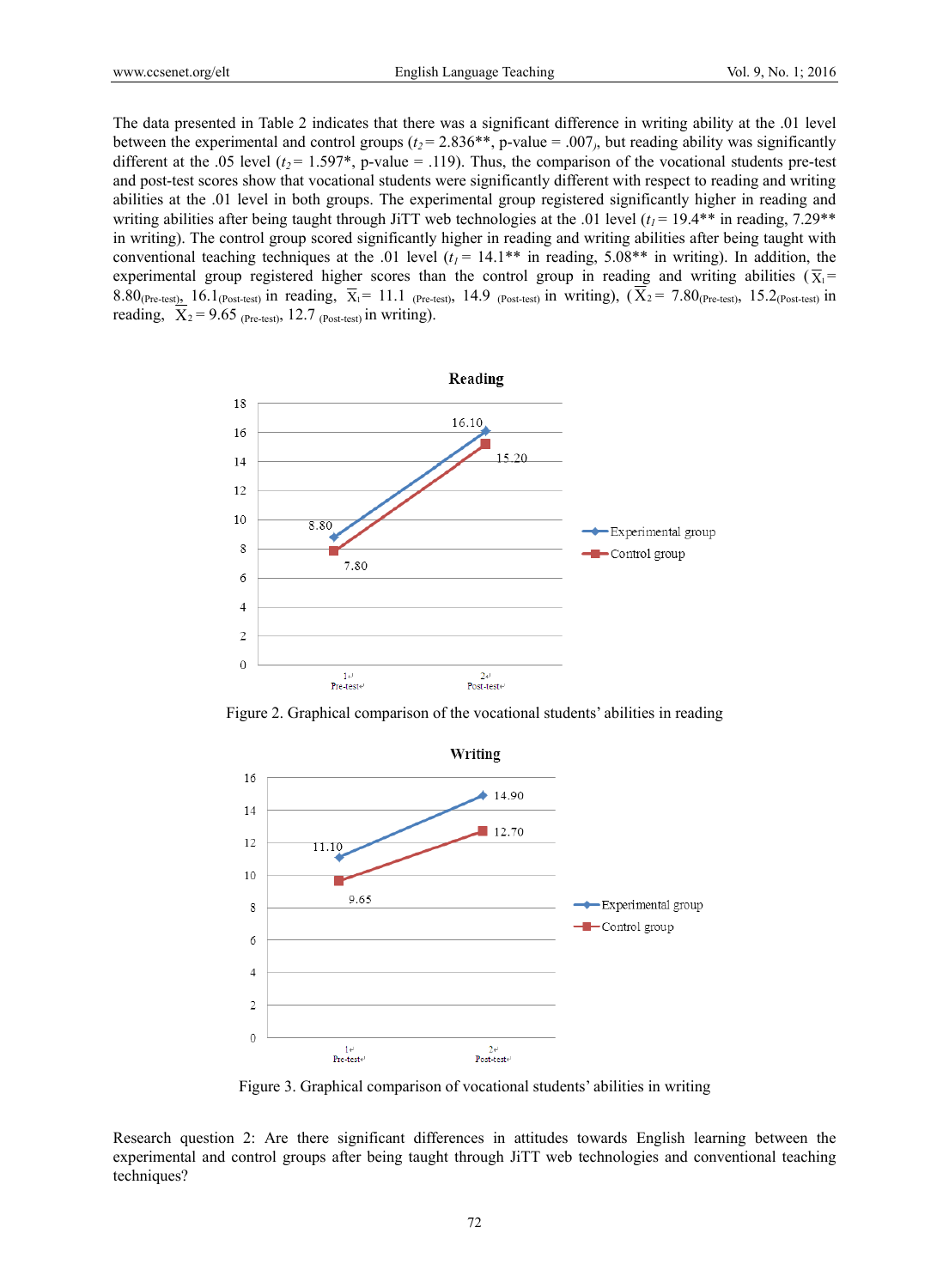The data presented in Table 2 indicates that there was a significant difference in writing ability at the .01 level between the experimental and control groups ($t_2$ = 2.836**, p-value = .007), but reading ability was significantly different at the .05 level ($t_2$ = 1.597*, p-value = .119). Thus, the comparison of the vocational students pre-test and post-test scores show that vocational students were significantly different with respect to reading and writing abilities at the .01 level in both groups. The experimental group registered significantly higher in reading and writing abilities after being taught through JiTT web technologies at the .01 level ($t_1$ = 19.4** in reading, 7.29** in writing). The control group scored significantly higher in reading and writing abilities after being taught with conventional teaching techniques at the .01 level ($t_1$ = 14.1** in reading, 5.08** in writing). In addition, the experimental group registered higher scores than the control group in reading and writing abilities ($\overline{X}_1$ = 8.80$_{\text{(Pre-test)}}$, 16.1$_{\text{(Post-test)}}$ in reading, $\overline{X}_1$ = 11.1 $_{\text{(Pre-test)}}$, 14.9 $_{\text{(Post-test)}}$ in writing), ($\overline{X}_2$ = 7.80$_{\text{(Pre-test)}}$, 15.2$_{\text{(Post-test)}}$ in reading, $\overline{X}_2$ = 9.65 $_{\text{(Pre-test)}}$, 12.7 $_{\text{(Post-test)}}$ in writing).

Figure 2. Graphical comparison of the vocational students' abilities in reading

Figure 3. Graphical comparison of vocational students' abilities in writing

Research question 2: Are there significant differences in attitudes towards English learning between the experimental and control groups after being taught through JiTT web technologies and conventional teaching techniques?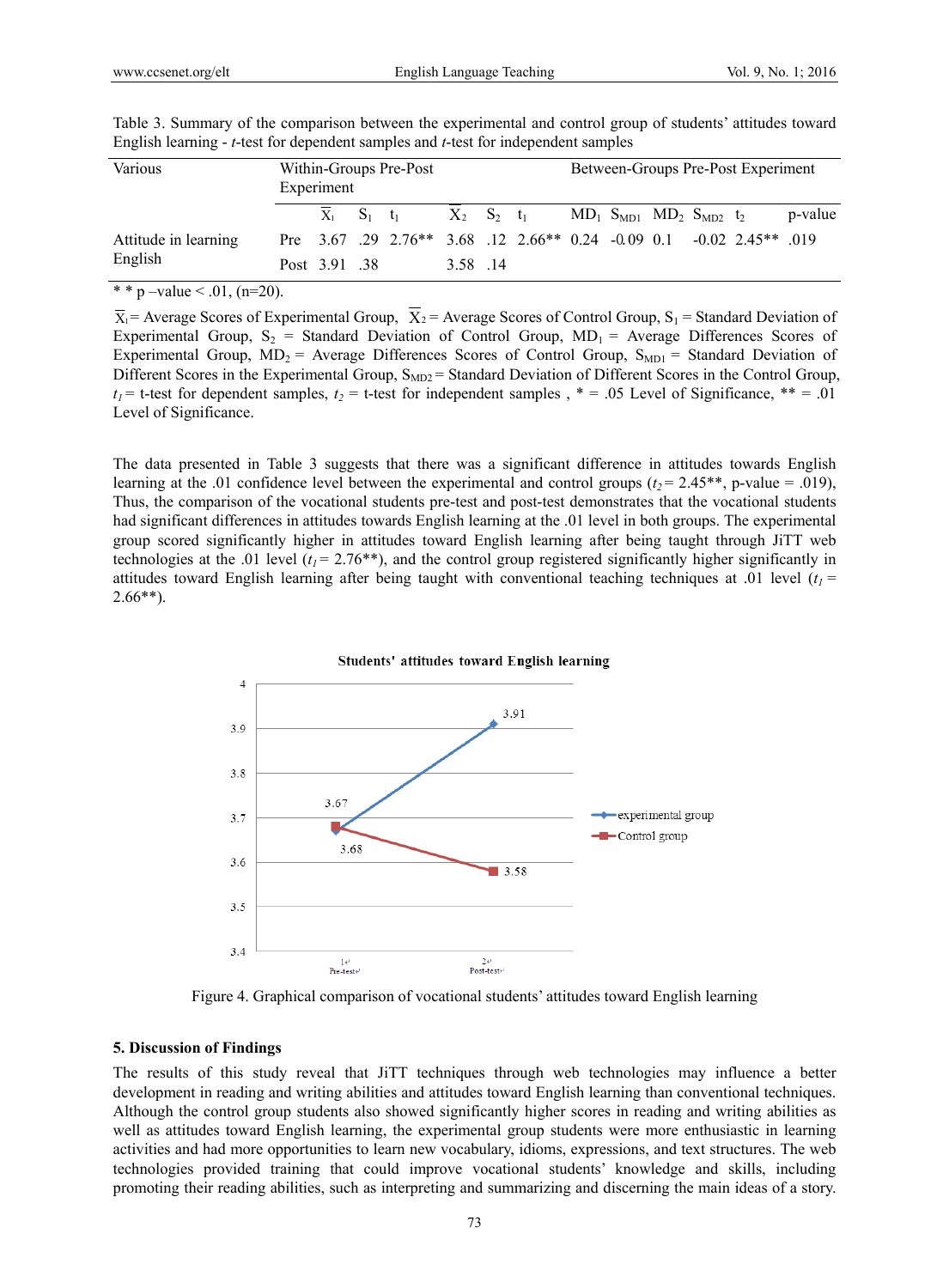Table 3. Summary of the comparison between the experimental and control group of students' attitudes toward English learning - *t*-test for dependent samples and *t*-test for independent samples

| Various | Within-Groups Pre-Post Experiment | | | | | | | Between-Groups Pre-Post Experiment | | | | | |
|---|---|---|---|---|---|---|---|---|---|---|---|---|---|
| | | $\overline{X}_1$ | $S_1$ | $t_1$ | $\overline{X}_2$ | $S_2$ | $t_1$ | $MD_1$ | $S_{MD1}$ | $MD_2$ | $S_{MD2}$ | $t_2$ | p-value |
| Attitude in learning English | Pre | 3.67 | .29 | 2.76** | 3.68 | .12 | 2.66** | 0.24 | -0.09 | 0.1 | -0.02 | 2.45** | .019 |
| | Post | 3.91 | .38 | | 3.58 | .14 | | | | | | | |

\* * p –value < .01, (n=20).

$\overline{X}_1$ = Average Scores of Experimental Group, $\overline{X}_2$ = Average Scores of Control Group, $S_1$ = Standard Deviation of Experimental Group, $S_2$ = Standard Deviation of Control Group, $MD_1$ = Average Differences Scores of Experimental Group, $MD_2$ = Average Differences Scores of Control Group, $S_{MD1}$ = Standard Deviation of Different Scores in the Experimental Group, $S_{MD2}$ = Standard Deviation of Different Scores in the Control Group, $t_1$ = t-test for dependent samples, $t_2$ = t-test for independent samples , * = .05 Level of Significance, ** = .01 Level of Significance.

The data presented in Table 3 suggests that there was a significant difference in attitudes towards English learning at the .01 confidence level between the experimental and control groups ($t_2$ = 2.45**, p-value = .019), Thus, the comparison of the vocational students pre-test and post-test demonstrates that the vocational students had significant differences in attitudes towards English learning at the .01 level in both groups. The experimental group scored significantly higher in attitudes toward English learning after being taught through JiTT web technologies at the .01 level ($t_1$ = 2.76**), and the control group registered significantly higher significantly in attitudes toward English learning after being taught with conventional teaching techniques at .01 level ($t_1$ = 2.66**).

Figure 4. Graphical comparison of vocational students' attitudes toward English learning

## 5. Discussion of Findings

The results of this study reveal that JiTT techniques through web technologies may influence a better development in reading and writing abilities and attitudes toward English learning than conventional techniques. Although the control group students also showed significantly higher scores in reading and writing abilities as well as attitudes toward English learning, the experimental group students were more enthusiastic in learning activities and had more opportunities to learn new vocabulary, idioms, expressions, and text structures. The web technologies provided training that could improve vocational students' knowledge and skills, including promoting their reading abilities, such as interpreting and summarizing and discerning the main ideas of a story.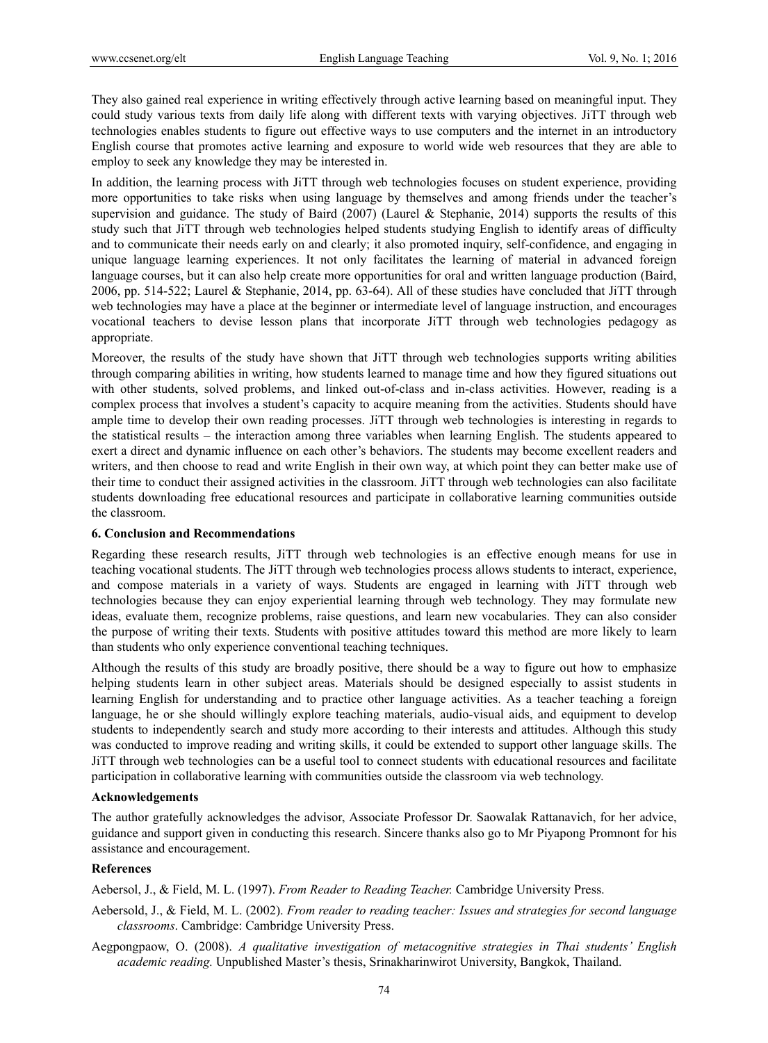They also gained real experience in writing effectively through active learning based on meaningful input. They could study various texts from daily life along with different texts with varying objectives. JiTT through web technologies enables students to figure out effective ways to use computers and the internet in an introductory English course that promotes active learning and exposure to world wide web resources that they are able to employ to seek any knowledge they may be interested in.

In addition, the learning process with JiTT through web technologies focuses on student experience, providing more opportunities to take risks when using language by themselves and among friends under the teacher's supervision and guidance. The study of Baird (2007) (Laurel & Stephanie, 2014) supports the results of this study such that JiTT through web technologies helped students studying English to identify areas of difficulty and to communicate their needs early on and clearly; it also promoted inquiry, self-confidence, and engaging in unique language learning experiences. It not only facilitates the learning of material in advanced foreign language courses, but it can also help create more opportunities for oral and written language production (Baird, 2006, pp. 514-522; Laurel & Stephanie, 2014, pp. 63-64). All of these studies have concluded that JiTT through web technologies may have a place at the beginner or intermediate level of language instruction, and encourages vocational teachers to devise lesson plans that incorporate JiTT through web technologies pedagogy as appropriate.

Moreover, the results of the study have shown that JiTT through web technologies supports writing abilities through comparing abilities in writing, how students learned to manage time and how they figured situations out with other students, solved problems, and linked out-of-class and in-class activities. However, reading is a complex process that involves a student's capacity to acquire meaning from the activities. Students should have ample time to develop their own reading processes. JiTT through web technologies is interesting in regards to the statistical results – the interaction among three variables when learning English. The students appeared to exert a direct and dynamic influence on each other's behaviors. The students may become excellent readers and writers, and then choose to read and write English in their own way, at which point they can better make use of their time to conduct their assigned activities in the classroom. JiTT through web technologies can also facilitate students downloading free educational resources and participate in collaborative learning communities outside the classroom.

## 6. Conclusion and Recommendations

Regarding these research results, JiTT through web technologies is an effective enough means for use in teaching vocational students. The JiTT through web technologies process allows students to interact, experience, and compose materials in a variety of ways. Students are engaged in learning with JiTT through web technologies because they can enjoy experiential learning through web technology. They may formulate new ideas, evaluate them, recognize problems, raise questions, and learn new vocabularies. They can also consider the purpose of writing their texts. Students with positive attitudes toward this method are more likely to learn than students who only experience conventional teaching techniques.

Although the results of this study are broadly positive, there should be a way to figure out how to emphasize helping students learn in other subject areas. Materials should be designed especially to assist students in learning English for understanding and to practice other language activities. As a teacher teaching a foreign language, he or she should willingly explore teaching materials, audio-visual aids, and equipment to develop students to independently search and study more according to their interests and attitudes. Although this study was conducted to improve reading and writing skills, it could be extended to support other language skills. The JiTT through web technologies can be a useful tool to connect students with educational resources and facilitate participation in collaborative learning with communities outside the classroom via web technology.

## Acknowledgements

The author gratefully acknowledges the advisor, Associate Professor Dr. Saowalak Rattanavich, for her advice, guidance and support given in conducting this research. Sincere thanks also go to Mr Piyapong Promnont for his assistance and encouragement.

## References

Aebersol, J., & Field, M. L. (1997). *From Reader to Reading Teacher.* Cambridge University Press.

Aebersold, J., & Field, M. L. (2002). *From reader to reading teacher: Issues and strategies for second language classrooms*. Cambridge: Cambridge University Press.

Aegpongpaow, O. (2008). *A qualitative investigation of metacognitive strategies in Thai students' English academic reading.* Unpublished Master's thesis, Srinakharinwirot University, Bangkok, Thailand.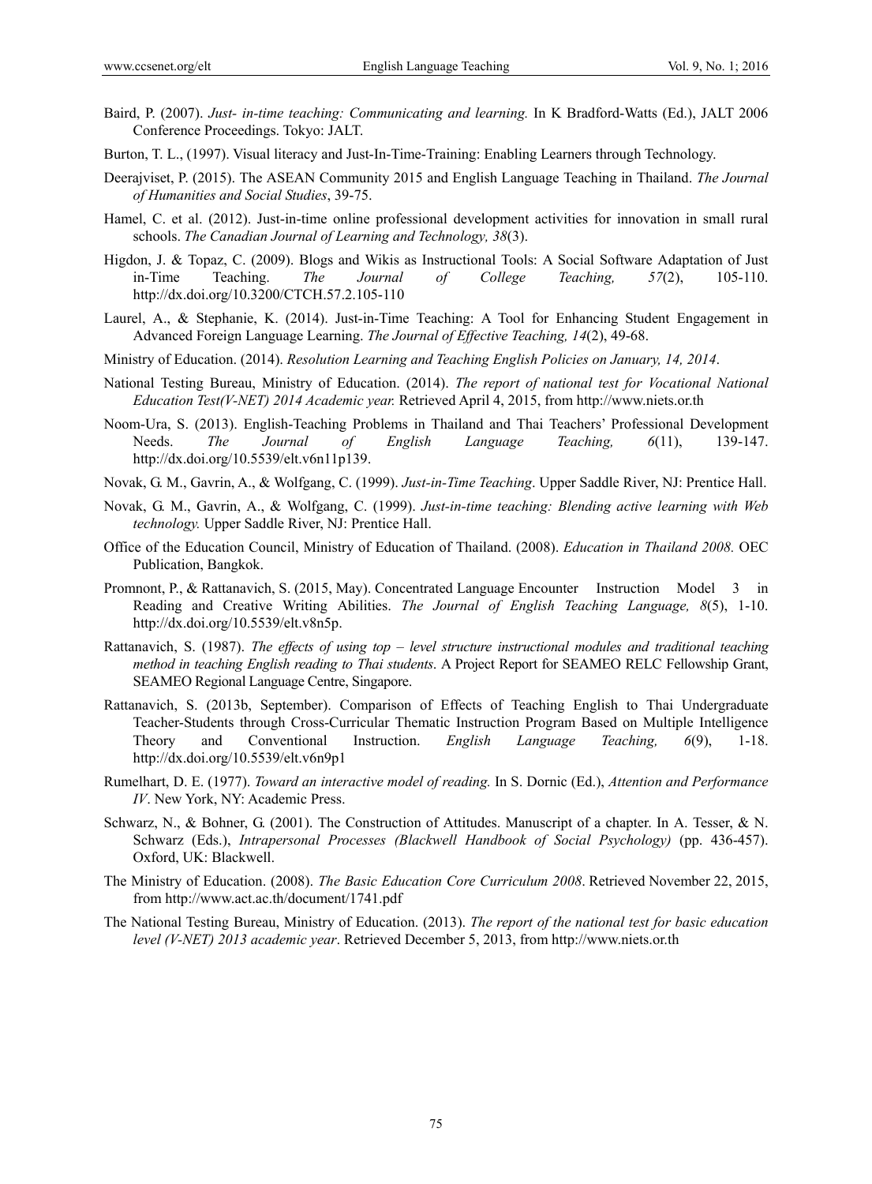Baird, P. (2007). *Just- in-time teaching: Communicating and learning.* In K Bradford-Watts (Ed.), JALT 2006 Conference Proceedings. Tokyo: JALT.

Burton, T. L., (1997). Visual literacy and Just-In-Time-Training: Enabling Learners through Technology.

Deerajviset, P. (2015). The ASEAN Community 2015 and English Language Teaching in Thailand. *The Journal of Humanities and Social Studies*, 39-75.

Hamel, C. et al. (2012). Just-in-time online professional development activities for innovation in small rural schools. *The Canadian Journal of Learning and Technology, 38*(3).

Higdon, J. & Topaz, C. (2009). Blogs and Wikis as Instructional Tools: A Social Software Adaptation of Just in-Time Teaching. *The Journal of College Teaching, 57*(2), 105-110. http://dx.doi.org/10.3200/CTCH.57.2.105-110

Laurel, A., & Stephanie, K. (2014). Just-in-Time Teaching: A Tool for Enhancing Student Engagement in Advanced Foreign Language Learning. *The Journal of Effective Teaching, 14*(2), 49-68.

Ministry of Education. (2014). *Resolution Learning and Teaching English Policies on January, 14, 2014*.

National Testing Bureau, Ministry of Education. (2014). *The report of national test for Vocational National Education Test(V-NET) 2014 Academic year.* Retrieved April 4, 2015, from http://www.niets.or.th

Noom-Ura, S. (2013). English-Teaching Problems in Thailand and Thai Teachers' Professional Development Needs. *The Journal of English Language Teaching, 6*(11), 139-147. http://dx.doi.org/10.5539/elt.v6n11p139.

Novak, G. M., Gavrin, A., & Wolfgang, C. (1999). *Just-in-Time Teaching*. Upper Saddle River, NJ: Prentice Hall.

Novak, G. M., Gavrin, A., & Wolfgang, C. (1999). *Just-in-time teaching: Blending active learning with Web technology.* Upper Saddle River, NJ: Prentice Hall.

Office of the Education Council, Ministry of Education of Thailand. (2008). *Education in Thailand 2008.* OEC Publication, Bangkok.

Promnont, P., & Rattanavich, S. (2015, May). Concentrated Language Encounter Instruction Model 3 in Reading and Creative Writing Abilities. *The Journal of English Teaching Language, 8*(5), 1-10. http://dx.doi.org/10.5539/elt.v8n5p.

Rattanavich, S. (1987). *The effects of using top – level structure instructional modules and traditional teaching method in teaching English reading to Thai students*. A Project Report for SEAMEO RELC Fellowship Grant, SEAMEO Regional Language Centre, Singapore.

Rattanavich, S. (2013b, September). Comparison of Effects of Teaching English to Thai Undergraduate Teacher-Students through Cross-Curricular Thematic Instruction Program Based on Multiple Intelligence Theory and Conventional Instruction. *English Language Teaching, 6*(9), 1-18. http://dx.doi.org/10.5539/elt.v6n9p1

Rumelhart, D. E. (1977). *Toward an interactive model of reading.* In S. Dornic (Ed.), *Attention and Performance IV*. New York, NY: Academic Press.

Schwarz, N., & Bohner, G. (2001). The Construction of Attitudes. Manuscript of a chapter. In A. Tesser, & N. Schwarz (Eds.), *Intrapersonal Processes (Blackwell Handbook of Social Psychology)* (pp. 436-457). Oxford, UK: Blackwell.

The Ministry of Education. (2008). *The Basic Education Core Curriculum 2008*. Retrieved November 22, 2015, from http://www.act.ac.th/document/1741.pdf

The National Testing Bureau, Ministry of Education. (2013). *The report of the national test for basic education level (V-NET) 2013 academic year*. Retrieved December 5, 2013, from http://www.niets.or.th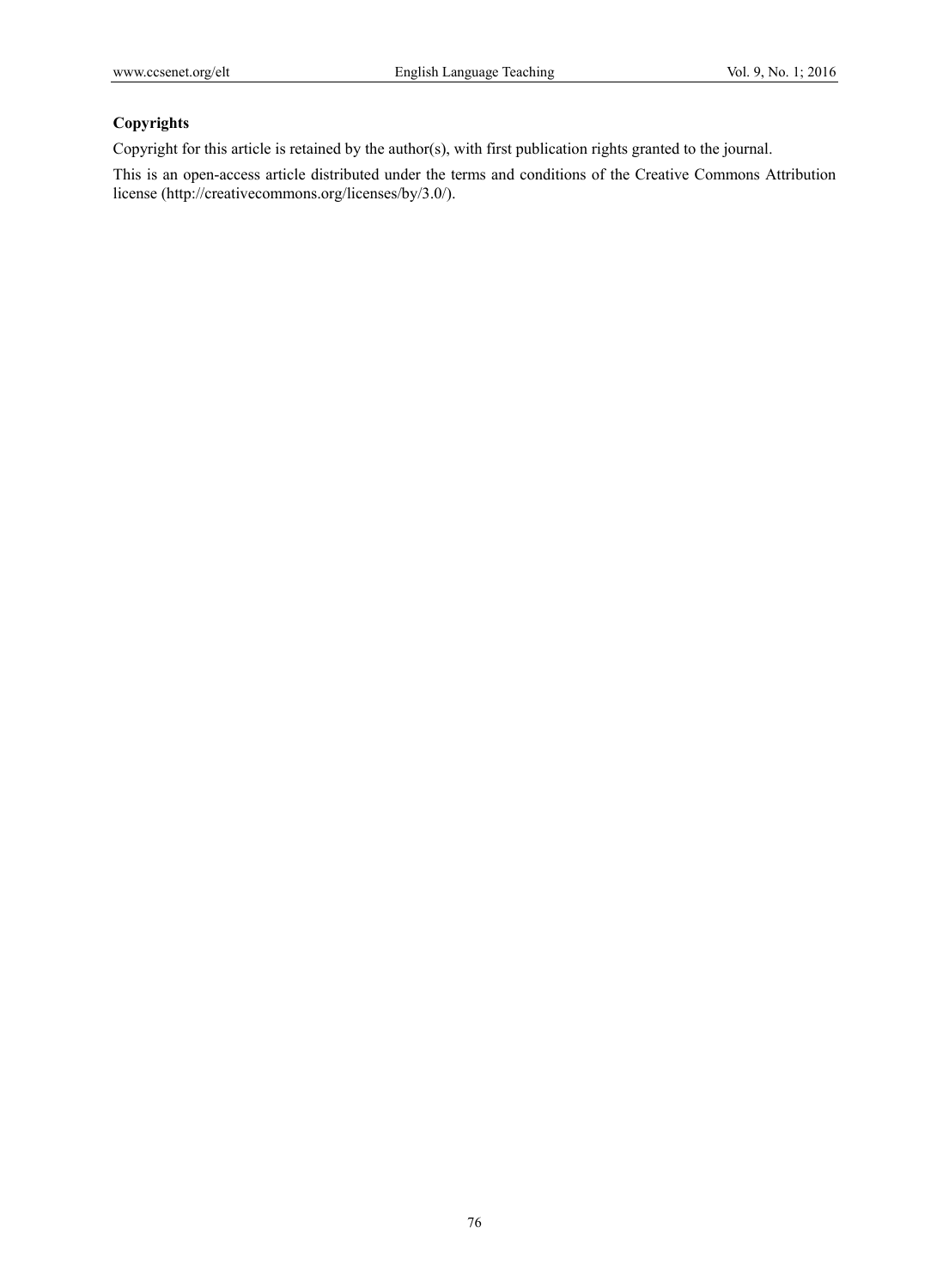**Copyrights**

Copyright for this article is retained by the author(s), with first publication rights granted to the journal.

This is an open-access article distributed under the terms and conditions of the Creative Commons Attribution license (http://creativecommons.org/licenses/by/3.0/).